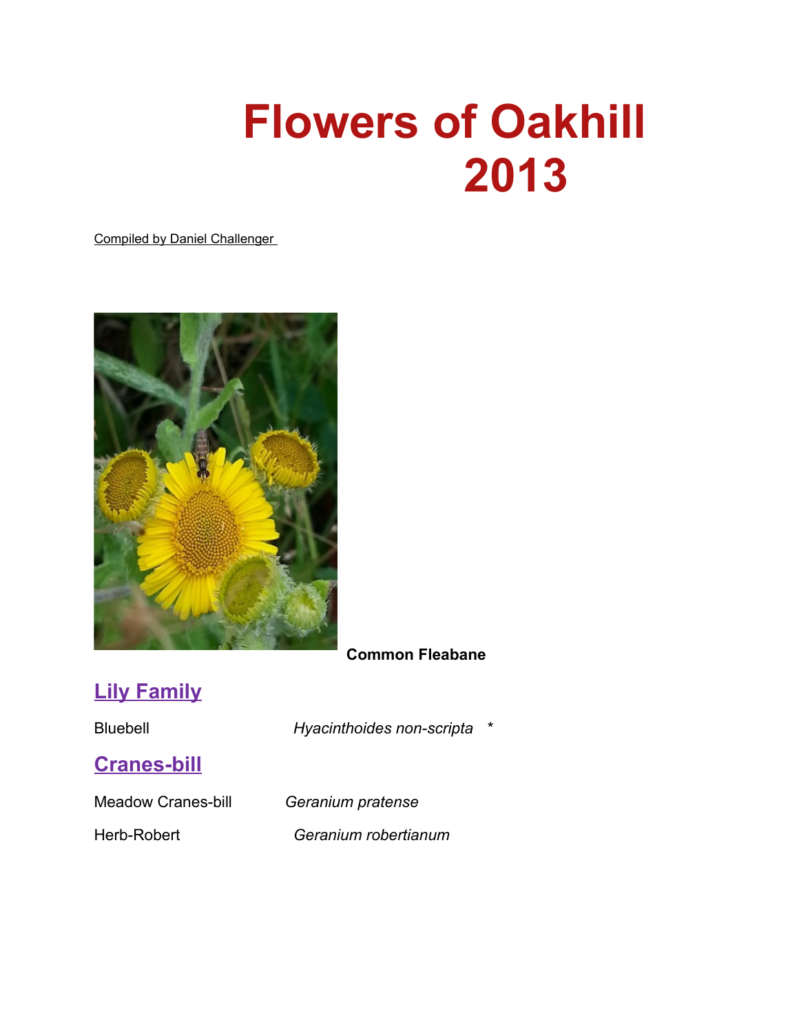# Flowers of Oakhill 2013

Compiled by Daniel Challenger

**Common Fleabane**

## Lily Family

Bluebell *Hyacinthoides non-scripta* *

## Cranes-bill

Meadow Cranes-bill *Geranium pratense*

Herb-Robert *Geranium robertianum*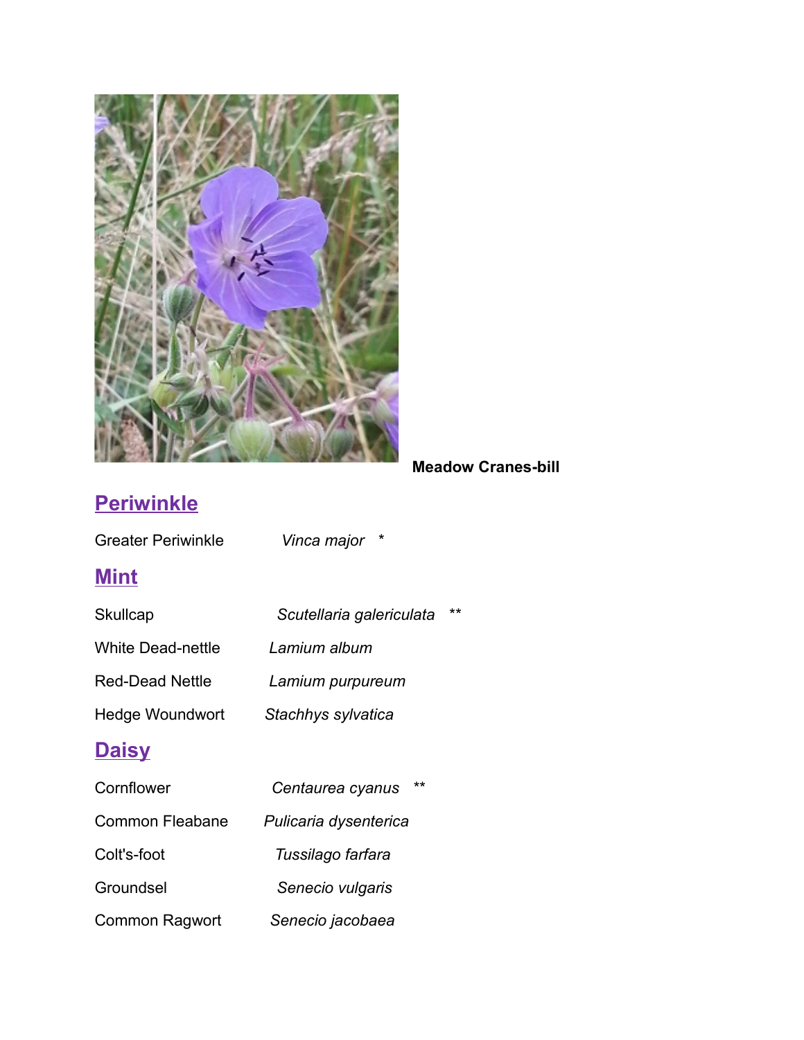**Meadow Cranes-bill**

## Periwinkle

| | | |
|---|---|---|
| Greater Periwinkle | *Vinca major* | * |

## Mint

| | | |
|---|---|---|
| Skullcap | *Scutellaria galericulata* | ** |
| White Dead-nettle | *Lamium album* | |
| Red-Dead Nettle | *Lamium purpureum* | |
| Hedge Woundwort | *Stachhys sylvatica* | |

## Daisy

| | | |
|---|---|---|
| Cornflower | *Centaurea cyanus* | ** |
| Common Fleabane | *Pulicaria dysenterica* | |
| Colt's-foot | *Tussilago farfara* | |
| Groundsel | *Senecio vulgaris* | |
| Common Ragwort | *Senecio jacobaea* | |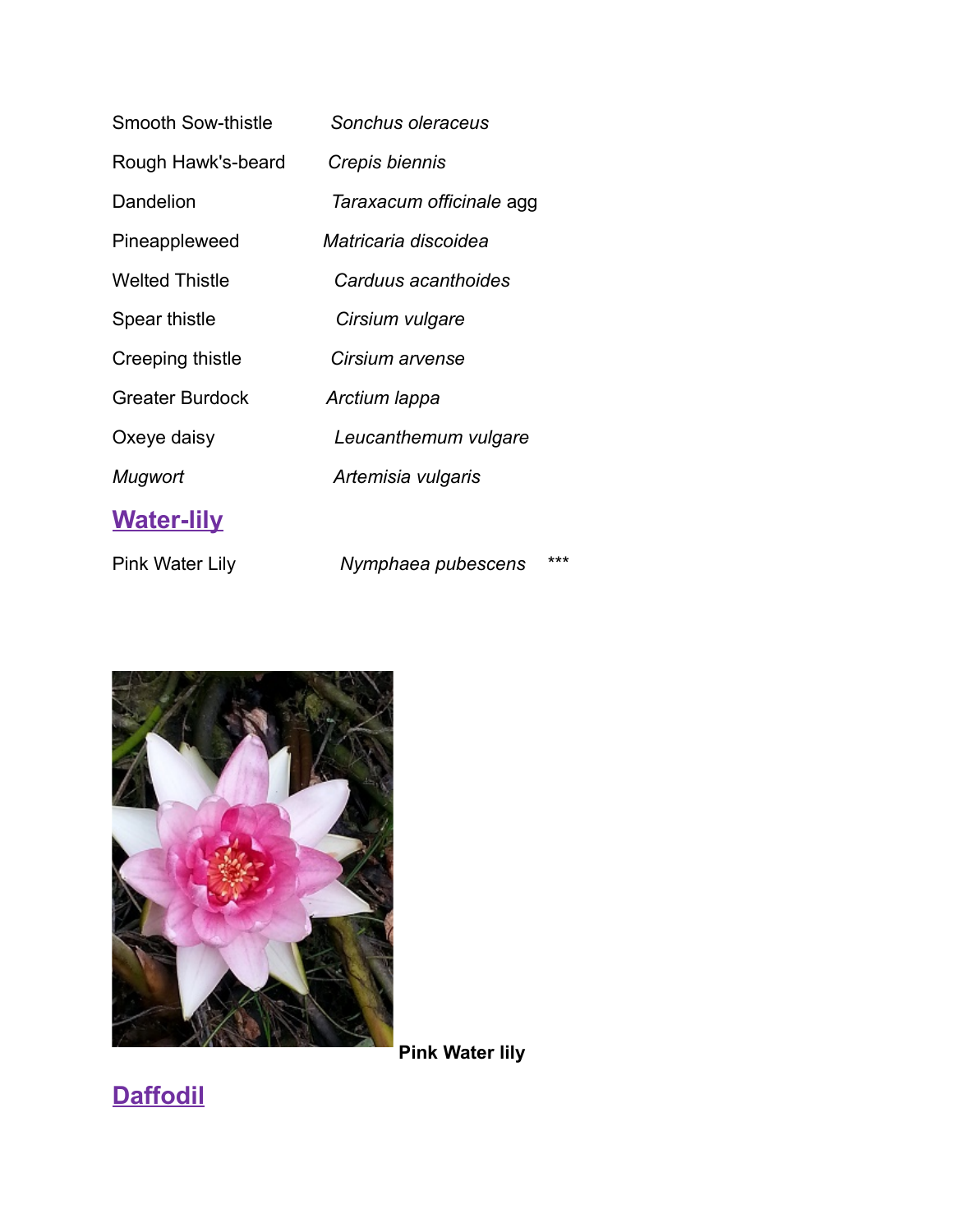| | |
|---|---|
| Smooth Sow-thistle | *Sonchus oleraceus* |
| Rough Hawk's-beard | *Crepis biennis* |
| Dandelion | *Taraxacum officinale* agg |
| Pineappleweed | *Matricaria discoidea* |
| Welted Thistle | *Carduus acanthoides* |
| Spear thistle | *Cirsium vulgare* |
| Creeping thistle | *Cirsium arvense* |
| Greater Burdock | *Arctium lappa* |
| Oxeye daisy | *Leucanthemum vulgare* |
| *Mugwort* | *Artemisia vulgaris* |

## Water-lily

| | | |
|---|---|---|
| Pink Water Lily | *Nymphaea pubescens* | *** |

**Pink Water lily**

## Daffodil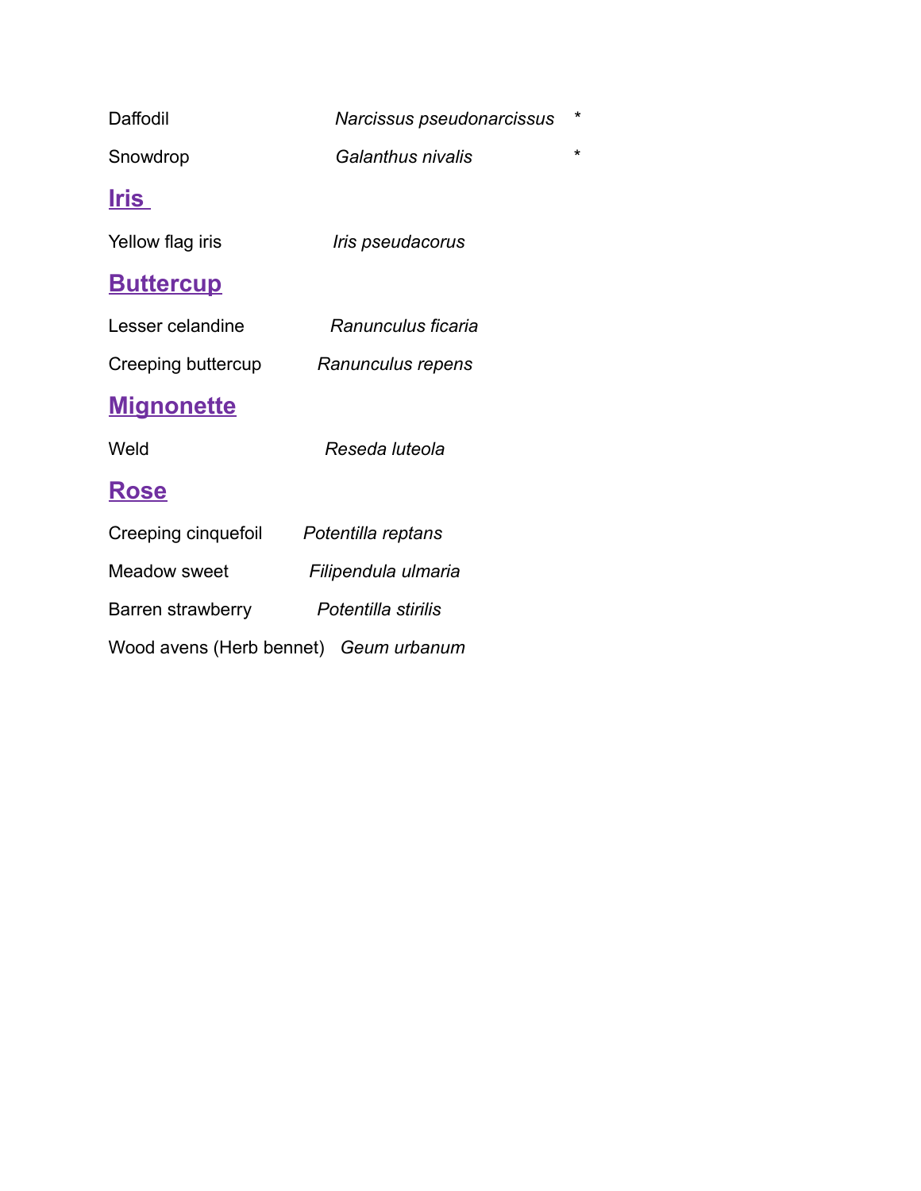Daffodil *Narcissus pseudonarcissus* *

Snowdrop *Galanthus nivalis* *

## Iris

Yellow flag iris *Iris pseudacorus*

## Buttercup

Lesser celandine *Ranunculus ficaria*

Creeping buttercup *Ranunculus repens*

## Mignonette

Weld *Reseda luteola*

## Rose

Creeping cinquefoil *Potentilla reptans*

Meadow sweet *Filipendula ulmaria*

Barren strawberry *Potentilla stirilis*

Wood avens (Herb bennet) *Geum urbanum*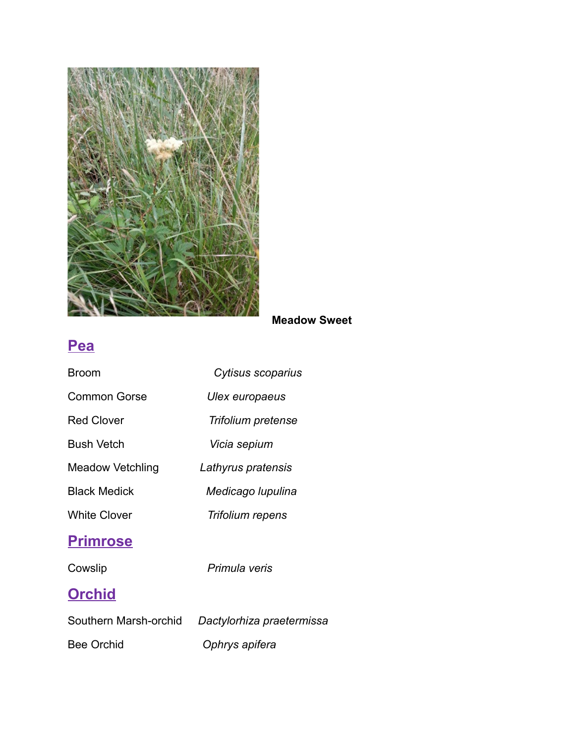**Meadow Sweet**

## Pea

| | |
|---|---|
| Broom | *Cytisus scoparius* |
| Common Gorse | *Ulex europaeus* |
| Red Clover | *Trifolium pretense* |
| Bush Vetch | *Vicia sepium* |
| Meadow Vetchling | *Lathyrus pratensis* |
| Black Medick | *Medicago lupulina* |
| White Clover | *Trifolium repens* |

## Primrose

| | |
|---|---|
| Cowslip | *Primula veris* |

## Orchid

| | |
|---|---|
| Southern Marsh-orchid | *Dactylorhiza praetermissa* |
| Bee Orchid | *Ophrys apifera* |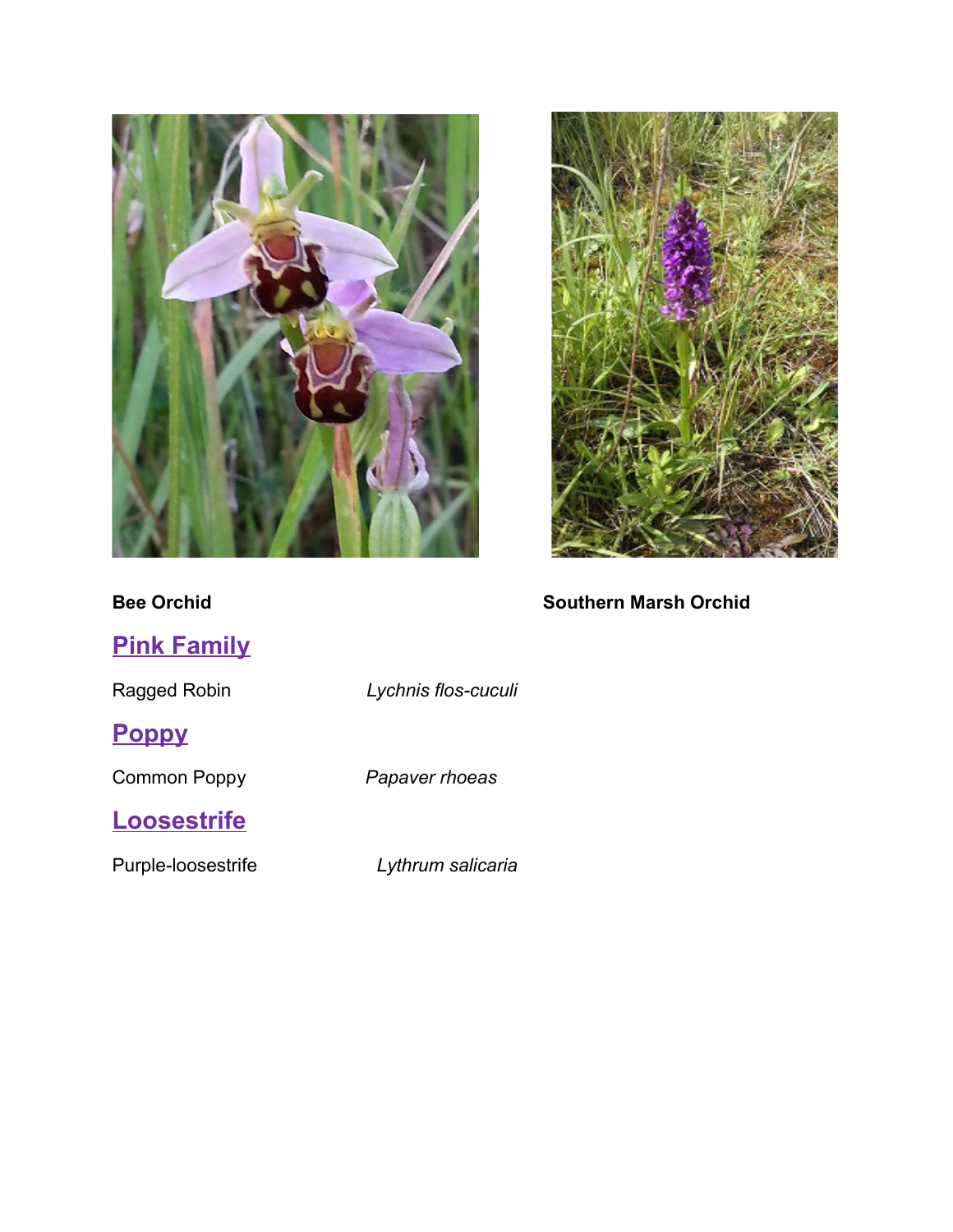**Bee Orchid** **Southern Marsh Orchid**

## Pink Family

| | |
|---|---|
| Ragged Robin | *Lychnis flos-cuculi* |

## Poppy

| | |
|---|---|
| Common Poppy | *Papaver rhoeas* |

## Loosestrife

| | |
|---|---|
| Purple-loosestrife | *Lythrum salicaria* |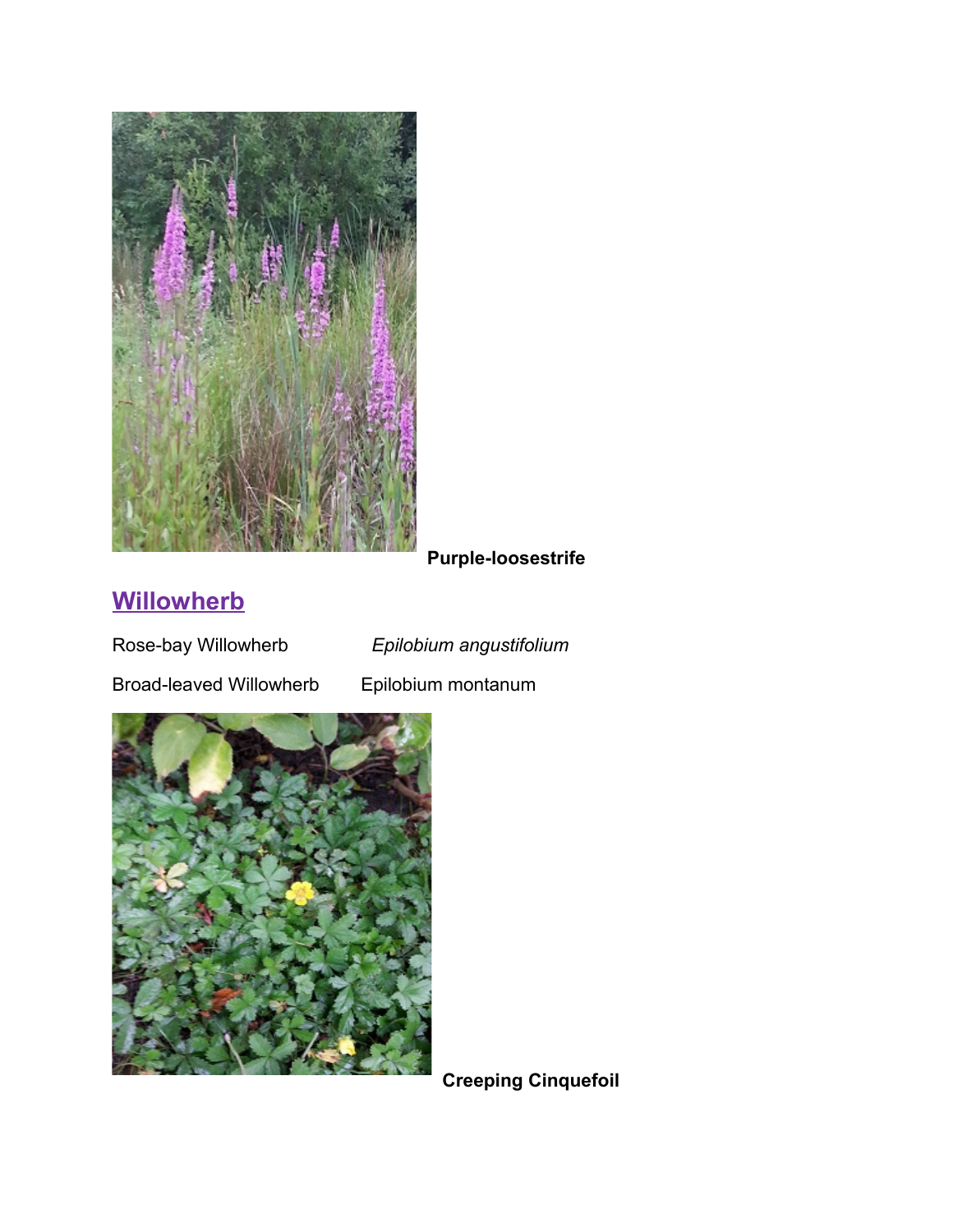**Purple-loosestrife**

## Willowherb

Rose-bay Willowherb *Epilobium angustifolium*

Broad-leaved Willowherb Epilobium montanum

**Creeping Cinquefoil**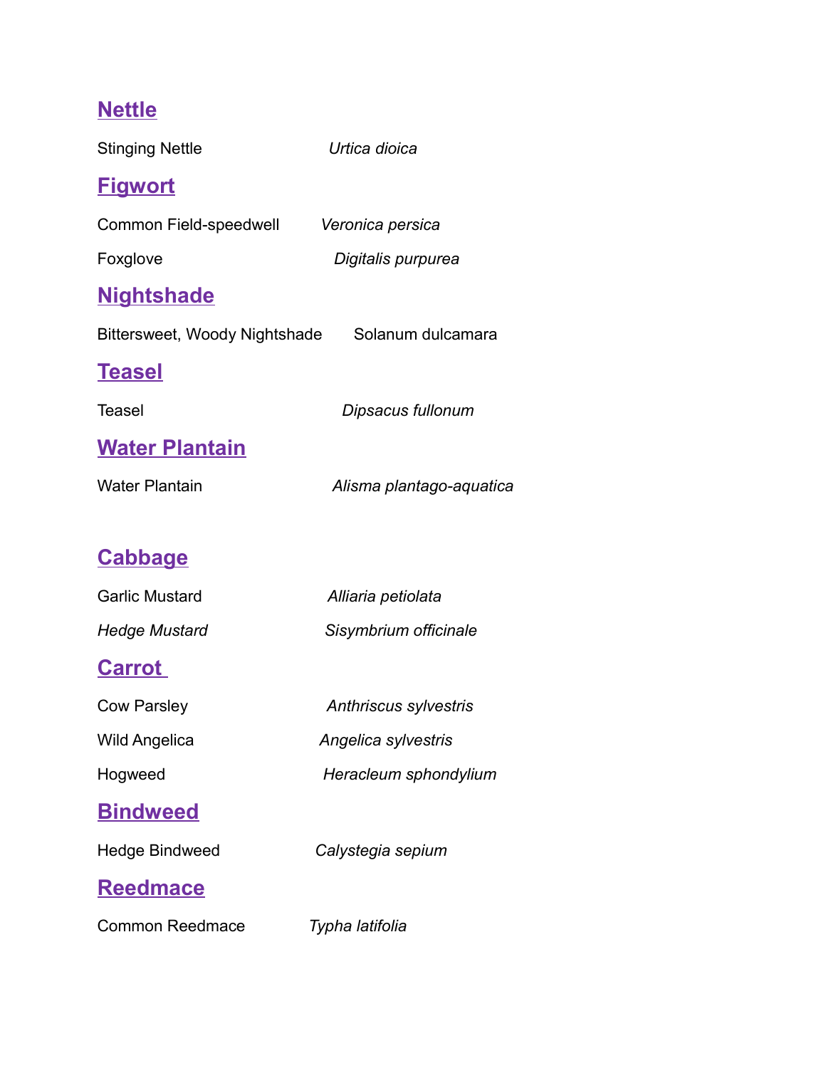## Nettle

Stinging Nettle *Urtica dioica*

## Figwort

Common Field-speedwell *Veronica persica*

Foxglove *Digitalis purpurea*

## Nightshade

Bittersweet, Woody Nightshade Solanum dulcamara

## Teasel

Teasel *Dipsacus fullonum*

## Water Plantain

Water Plantain *Alisma plantago-aquatica*

## Cabbage

Garlic Mustard *Alliaria petiolata*

*Hedge Mustard* *Sisymbrium officinale*

## Carrot

Cow Parsley *Anthriscus sylvestris*

Wild Angelica *Angelica sylvestris*

Hogweed *Heracleum sphondylium*

## Bindweed

Hedge Bindweed *Calystegia sepium*

## Reedmace

Common Reedmace *Typha latifolia*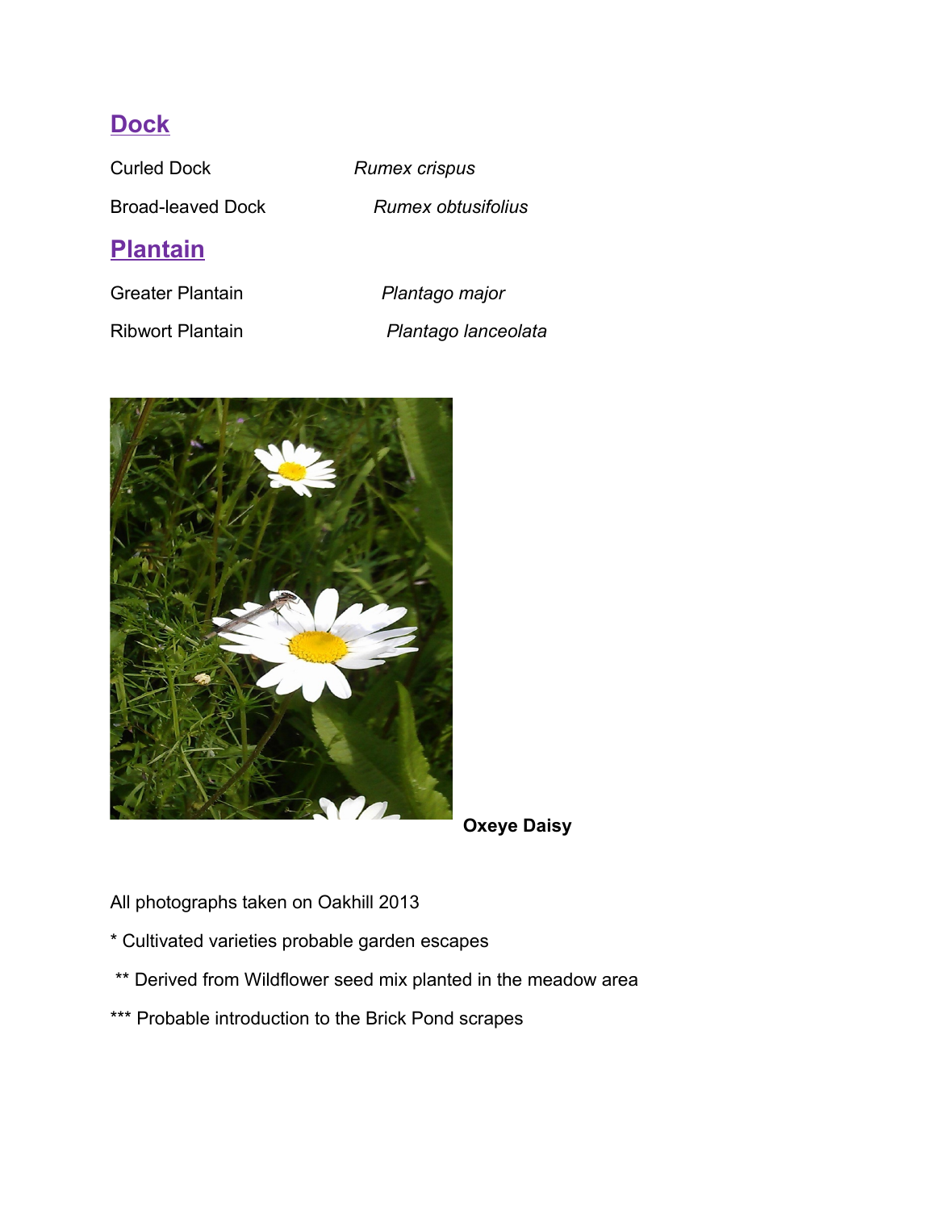## Dock

| | |
|---|---|
| Curled Dock | *Rumex crispus* |
| Broad-leaved Dock | *Rumex obtusifolius* |

## Plantain

| | |
|---|---|
| Greater Plantain | *Plantago major* |
| Ribwort Plantain | *Plantago lanceolata* |

**Oxeye Daisy**

All photographs taken on Oakhill 2013

* Cultivated varieties probable garden escapes

** Derived from Wildflower seed mix planted in the meadow area

*** Probable introduction to the Brick Pond scrapes